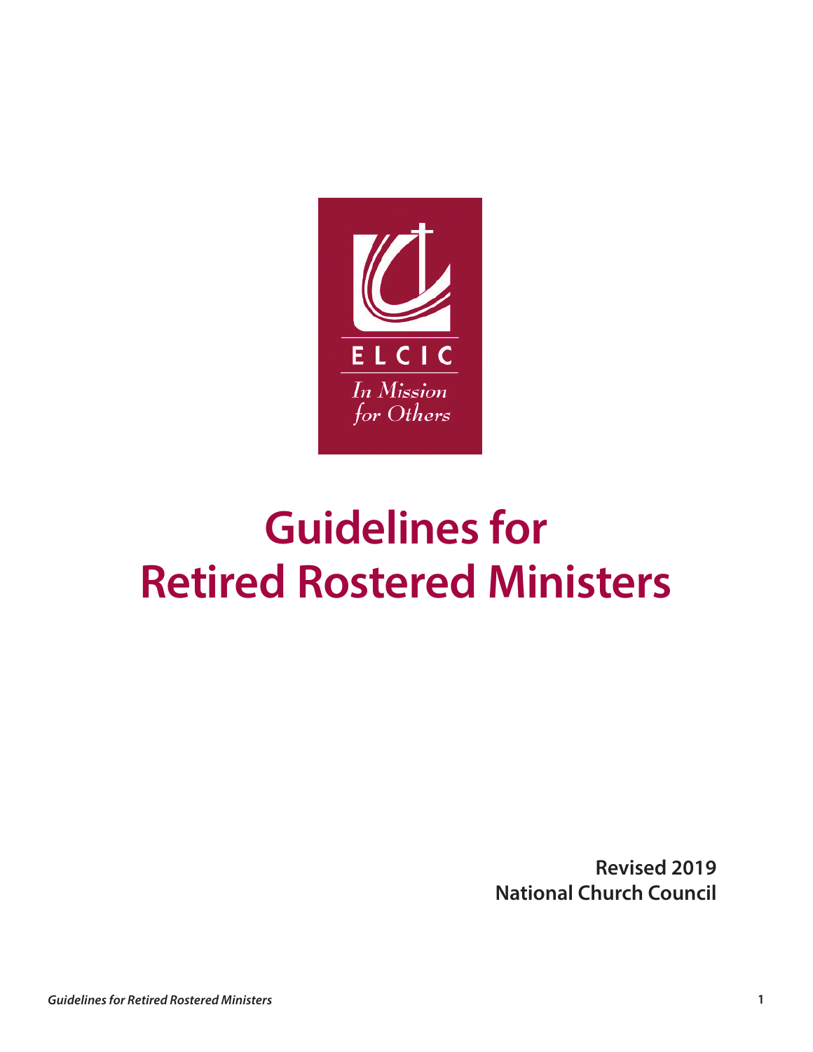ELCIC

*In Mission for Others*

# Guidelines for Retired Rostered Ministers

**Revised 2019**
**National Church Council**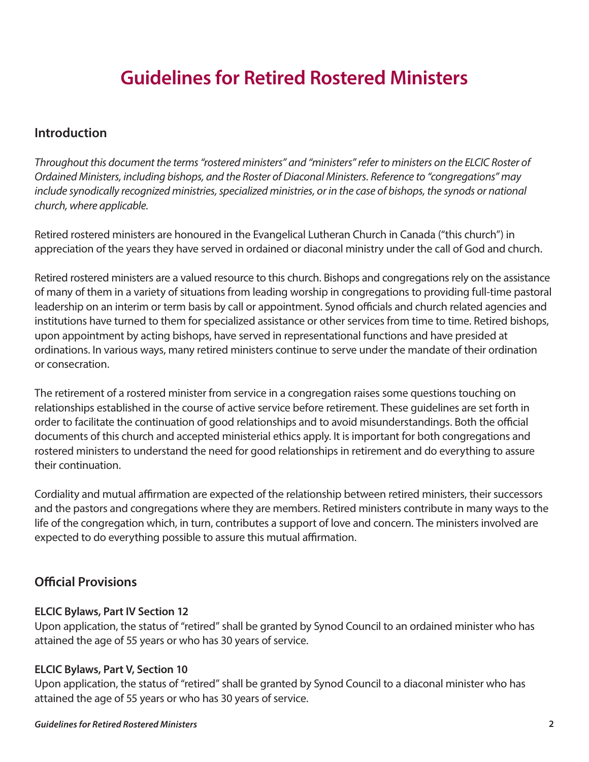# Guidelines for Retired Rostered Ministers

## Introduction

*Throughout this document the terms "rostered ministers" and "ministers" refer to ministers on the ELCIC Roster of Ordained Ministers, including bishops, and the Roster of Diaconal Ministers. Reference to "congregations" may include synodically recognized ministries, specialized ministries, or in the case of bishops, the synods or national church, where applicable.*

Retired rostered ministers are honoured in the Evangelical Lutheran Church in Canada ("this church") in appreciation of the years they have served in ordained or diaconal ministry under the call of God and church.

Retired rostered ministers are a valued resource to this church. Bishops and congregations rely on the assistance of many of them in a variety of situations from leading worship in congregations to providing full-time pastoral leadership on an interim or term basis by call or appointment. Synod officials and church related agencies and institutions have turned to them for specialized assistance or other services from time to time. Retired bishops, upon appointment by acting bishops, have served in representational functions and have presided at ordinations. In various ways, many retired ministers continue to serve under the mandate of their ordination or consecration.

The retirement of a rostered minister from service in a congregation raises some questions touching on relationships established in the course of active service before retirement. These guidelines are set forth in order to facilitate the continuation of good relationships and to avoid misunderstandings. Both the official documents of this church and accepted ministerial ethics apply. It is important for both congregations and rostered ministers to understand the need for good relationships in retirement and do everything to assure their continuation.

Cordiality and mutual affirmation are expected of the relationship between retired ministers, their successors and the pastors and congregations where they are members. Retired ministers contribute in many ways to the life of the congregation which, in turn, contributes a support of love and concern. The ministers involved are expected to do everything possible to assure this mutual affirmation.

## Official Provisions

**ELCIC Bylaws, Part IV Section 12**
Upon application, the status of "retired" shall be granted by Synod Council to an ordained minister who has attained the age of 55 years or who has 30 years of service.

**ELCIC Bylaws, Part V, Section 10**
Upon application, the status of "retired" shall be granted by Synod Council to a diaconal minister who has attained the age of 55 years or who has 30 years of service.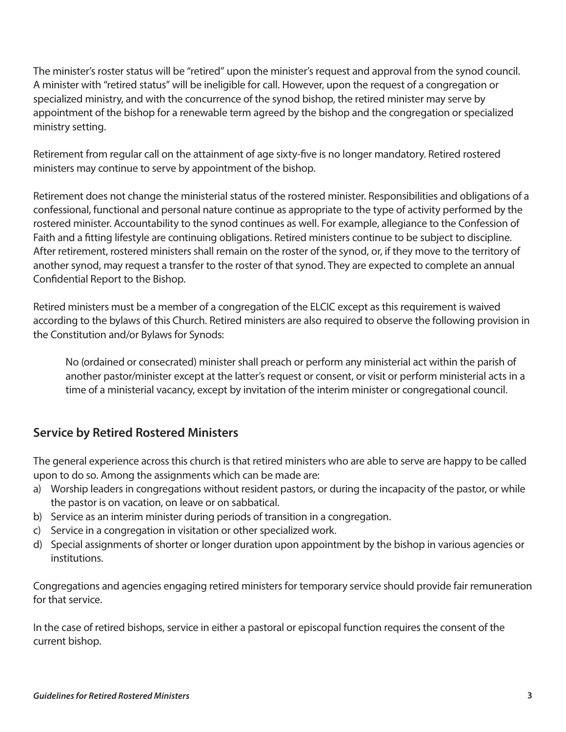The minister's roster status will be "retired" upon the minister's request and approval from the synod council. A minister with "retired status" will be ineligible for call. However, upon the request of a congregation or specialized ministry, and with the concurrence of the synod bishop, the retired minister may serve by appointment of the bishop for a renewable term agreed by the bishop and the congregation or specialized ministry setting.

Retirement from regular call on the attainment of age sixty-five is no longer mandatory. Retired rostered ministers may continue to serve by appointment of the bishop.

Retirement does not change the ministerial status of the rostered minister. Responsibilities and obligations of a confessional, functional and personal nature continue as appropriate to the type of activity performed by the rostered minister. Accountability to the synod continues as well. For example, allegiance to the Confession of Faith and a fitting lifestyle are continuing obligations. Retired ministers continue to be subject to discipline. After retirement, rostered ministers shall remain on the roster of the synod, or, if they move to the territory of another synod, may request a transfer to the roster of that synod. They are expected to complete an annual Confidential Report to the Bishop.

Retired ministers must be a member of a congregation of the ELCIC except as this requirement is waived according to the bylaws of this Church. Retired ministers are also required to observe the following provision in the Constitution and/or Bylaws for Synods:

> No (ordained or consecrated) minister shall preach or perform any ministerial act within the parish of another pastor/minister except at the latter's request or consent, or visit or perform ministerial acts in a time of a ministerial vacancy, except by invitation of the interim minister or congregational council.

## Service by Retired Rostered Ministers

The general experience across this church is that retired ministers who are able to serve are happy to be called upon to do so. Among the assignments which can be made are:

a) Worship leaders in congregations without resident pastors, or during the incapacity of the pastor, or while the pastor is on vacation, on leave or on sabbatical.
b) Service as an interim minister during periods of transition in a congregation.
c) Service in a congregation in visitation or other specialized work.
d) Special assignments of shorter or longer duration upon appointment by the bishop in various agencies or institutions.

Congregations and agencies engaging retired ministers for temporary service should provide fair remuneration for that service.

In the case of retired bishops, service in either a pastoral or episcopal function requires the consent of the current bishop.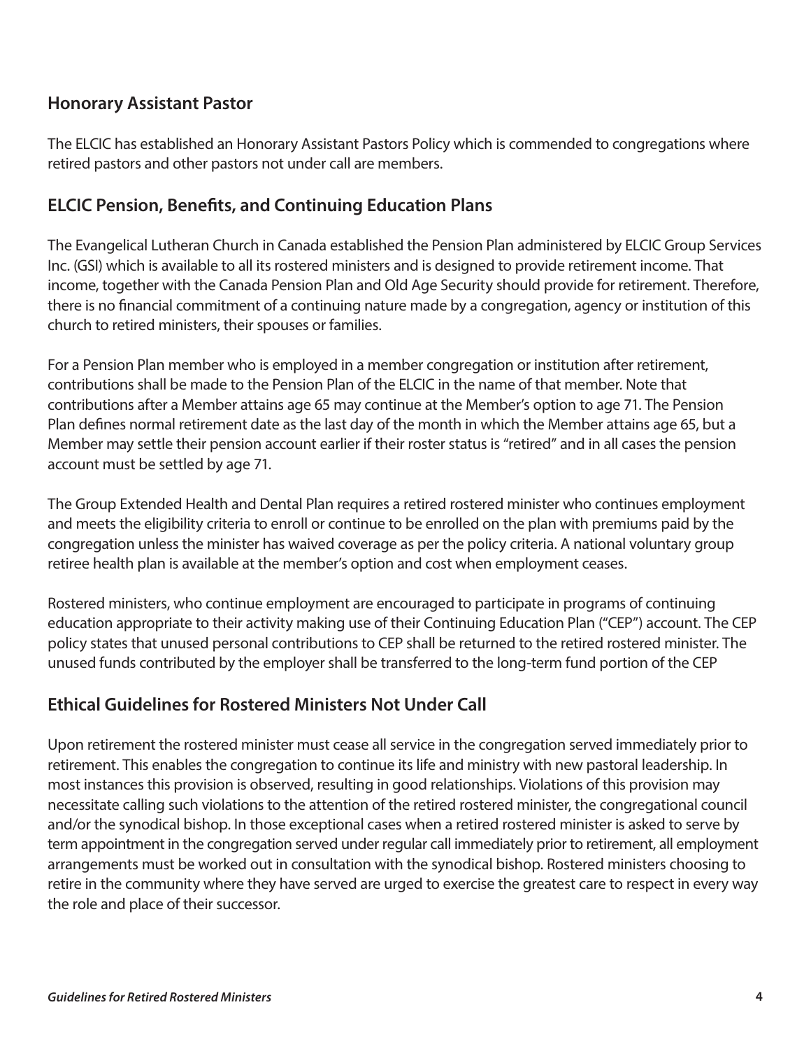## Honorary Assistant Pastor

The ELCIC has established an Honorary Assistant Pastors Policy which is commended to congregations where retired pastors and other pastors not under call are members.

## ELCIC Pension, Benefits, and Continuing Education Plans

The Evangelical Lutheran Church in Canada established the Pension Plan administered by ELCIC Group Services Inc. (GSI) which is available to all its rostered ministers and is designed to provide retirement income. That income, together with the Canada Pension Plan and Old Age Security should provide for retirement. Therefore, there is no financial commitment of a continuing nature made by a congregation, agency or institution of this church to retired ministers, their spouses or families.

For a Pension Plan member who is employed in a member congregation or institution after retirement, contributions shall be made to the Pension Plan of the ELCIC in the name of that member. Note that contributions after a Member attains age 65 may continue at the Member's option to age 71. The Pension Plan defines normal retirement date as the last day of the month in which the Member attains age 65, but a Member may settle their pension account earlier if their roster status is "retired" and in all cases the pension account must be settled by age 71.

The Group Extended Health and Dental Plan requires a retired rostered minister who continues employment and meets the eligibility criteria to enroll or continue to be enrolled on the plan with premiums paid by the congregation unless the minister has waived coverage as per the policy criteria. A national voluntary group retiree health plan is available at the member's option and cost when employment ceases.

Rostered ministers, who continue employment are encouraged to participate in programs of continuing education appropriate to their activity making use of their Continuing Education Plan ("CEP") account. The CEP policy states that unused personal contributions to CEP shall be returned to the retired rostered minister. The unused funds contributed by the employer shall be transferred to the long-term fund portion of the CEP

## Ethical Guidelines for Rostered Ministers Not Under Call

Upon retirement the rostered minister must cease all service in the congregation served immediately prior to retirement. This enables the congregation to continue its life and ministry with new pastoral leadership. In most instances this provision is observed, resulting in good relationships. Violations of this provision may necessitate calling such violations to the attention of the retired rostered minister, the congregational council and/or the synodical bishop. In those exceptional cases when a retired rostered minister is asked to serve by term appointment in the congregation served under regular call immediately prior to retirement, all employment arrangements must be worked out in consultation with the synodical bishop. Rostered ministers choosing to retire in the community where they have served are urged to exercise the greatest care to respect in every way the role and place of their successor.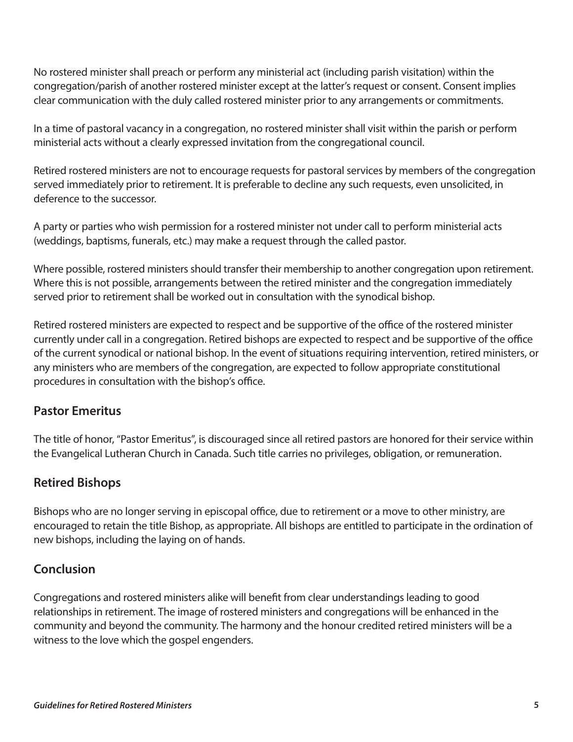No rostered minister shall preach or perform any ministerial act (including parish visitation) within the congregation/parish of another rostered minister except at the latter's request or consent. Consent implies clear communication with the duly called rostered minister prior to any arrangements or commitments.

In a time of pastoral vacancy in a congregation, no rostered minister shall visit within the parish or perform ministerial acts without a clearly expressed invitation from the congregational council.

Retired rostered ministers are not to encourage requests for pastoral services by members of the congregation served immediately prior to retirement. It is preferable to decline any such requests, even unsolicited, in deference to the successor.

A party or parties who wish permission for a rostered minister not under call to perform ministerial acts (weddings, baptisms, funerals, etc.) may make a request through the called pastor.

Where possible, rostered ministers should transfer their membership to another congregation upon retirement. Where this is not possible, arrangements between the retired minister and the congregation immediately served prior to retirement shall be worked out in consultation with the synodical bishop.

Retired rostered ministers are expected to respect and be supportive of the office of the rostered minister currently under call in a congregation. Retired bishops are expected to respect and be supportive of the office of the current synodical or national bishop. In the event of situations requiring intervention, retired ministers, or any ministers who are members of the congregation, are expected to follow appropriate constitutional procedures in consultation with the bishop's office.

## Pastor Emeritus

The title of honor, "Pastor Emeritus", is discouraged since all retired pastors are honored for their service within the Evangelical Lutheran Church in Canada. Such title carries no privileges, obligation, or remuneration.

## Retired Bishops

Bishops who are no longer serving in episcopal office, due to retirement or a move to other ministry, are encouraged to retain the title Bishop, as appropriate. All bishops are entitled to participate in the ordination of new bishops, including the laying on of hands.

## Conclusion

Congregations and rostered ministers alike will benefit from clear understandings leading to good relationships in retirement. The image of rostered ministers and congregations will be enhanced in the community and beyond the community. The harmony and the honour credited retired ministers will be a witness to the love which the gospel engenders.